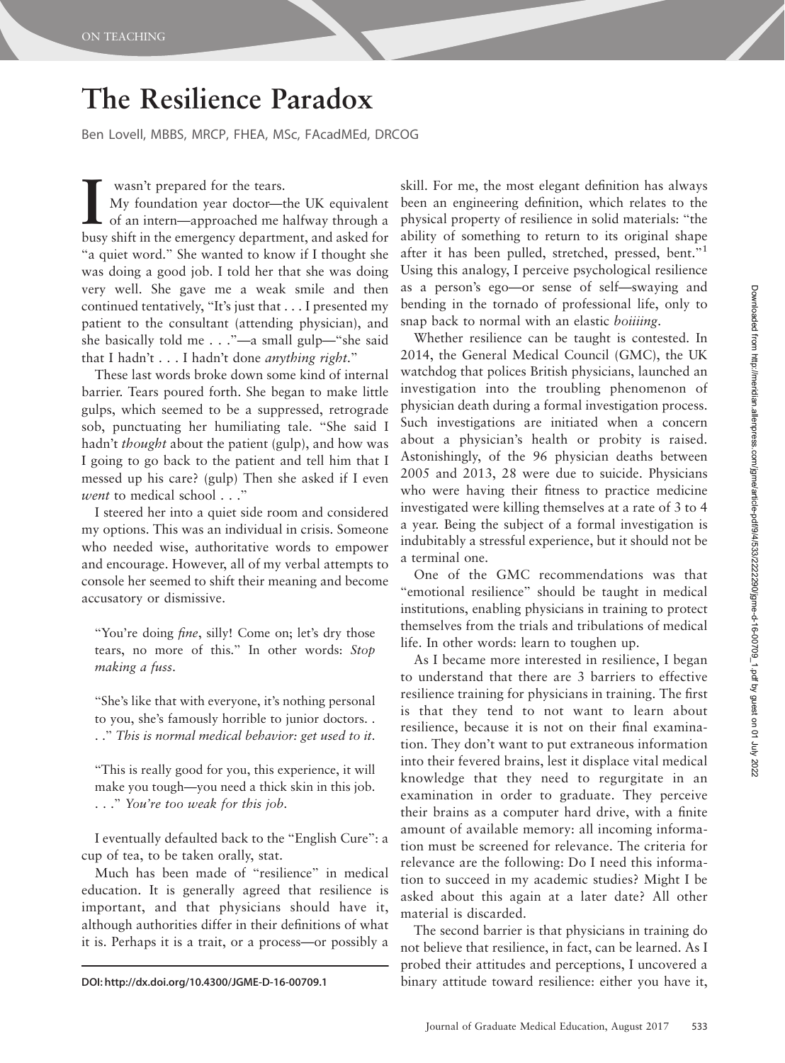# The Resilience Paradox

Ben Lovell, MBBS, MRCP, FHEA, MSc, FAcadMEd, DRCOG

I wasn't prepared for the tears.

My foundation year doctor—the UK equivalent of an intern—approached me halfway through a busy shift in the emergency department, and asked for "a quiet word." She wanted to know if I thought she was doing a good job. I told her that she was doing very well. She gave me a weak smile and then continued tentatively, "It's just that . . . I presented my patient to the consultant (attending physician), and she basically told me . . ."—a small gulp—"she said that I hadn't . . . I hadn't done *anything right*."

These last words broke down some kind of internal barrier. Tears poured forth. She began to make little gulps, which seemed to be a suppressed, retrograde sob, punctuating her humiliating tale. "She said I hadn't *thought* about the patient (gulp), and how was I going to go back to the patient and tell him that I messed up his care? (gulp) Then she asked if I even *went* to medical school . . ."

I steered her into a quiet side room and considered my options. This was an individual in crisis. Someone who needed wise, authoritative words to empower and encourage. However, all of my verbal attempts to console her seemed to shift their meaning and become accusatory or dismissive.

"You're doing *fine*, silly! Come on; let's dry those tears, no more of this." In other words: *Stop making a fuss*.

"She's like that with everyone, it's nothing personal to you, she's famously horrible to junior doctors. . . ." *This is normal medical behavior: get used to it*.

"This is really good for you, this experience, it will make you tough—you need a thick skin in this job. . . ." *You're too weak for this job*.

I eventually defaulted back to the "English Cure": a cup of tea, to be taken orally, stat.

Much has been made of "resilience" in medical education. It is generally agreed that resilience is important, and that physicians should have it, although authorities differ in their definitions of what it is. Perhaps it is a trait, or a process—or possibly a skill. For me, the most elegant definition has always been an engineering definition, which relates to the physical property of resilience in solid materials: "the ability of something to return to its original shape after it has been pulled, stretched, pressed, bent."[1] Using this analogy, I perceive psychological resilience as a person's ego—or sense of self—swaying and bending in the tornado of professional life, only to snap back to normal with an elastic *boiiiing*.

Whether resilience can be taught is contested. In 2014, the General Medical Council (GMC), the UK watchdog that polices British physicians, launched an investigation into the troubling phenomenon of physician death during a formal investigation process. Such investigations are initiated when a concern about a physician's health or probity is raised. Astonishingly, of the 96 physician deaths between 2005 and 2013, 28 were due to suicide. Physicians who were having their fitness to practice medicine investigated were killing themselves at a rate of 3 to 4 a year. Being the subject of a formal investigation is indubitably a stressful experience, but it should not be a terminal one.

One of the GMC recommendations was that "emotional resilience" should be taught in medical institutions, enabling physicians in training to protect themselves from the trials and tribulations of medical life. In other words: learn to toughen up.

As I became more interested in resilience, I began to understand that there are 3 barriers to effective resilience training for physicians in training. The first is that they tend to not want to learn about resilience, because it is not on their final examination. They don't want to put extraneous information into their fevered brains, lest it displace vital medical knowledge that they need to regurgitate in an examination in order to graduate. They perceive their brains as a computer hard drive, with a finite amount of available memory: all incoming information must be screened for relevance. The criteria for relevance are the following: Do I need this information to succeed in my academic studies? Might I be asked about this again at a later date? All other material is discarded.

The second barrier is that physicians in training do not believe that resilience, in fact, can be learned. As I probed their attitudes and perceptions, I uncovered a binary attitude toward resilience: either you have it,

DOI: http://dx.doi.org/10.4300/JGME-D-16-00709.1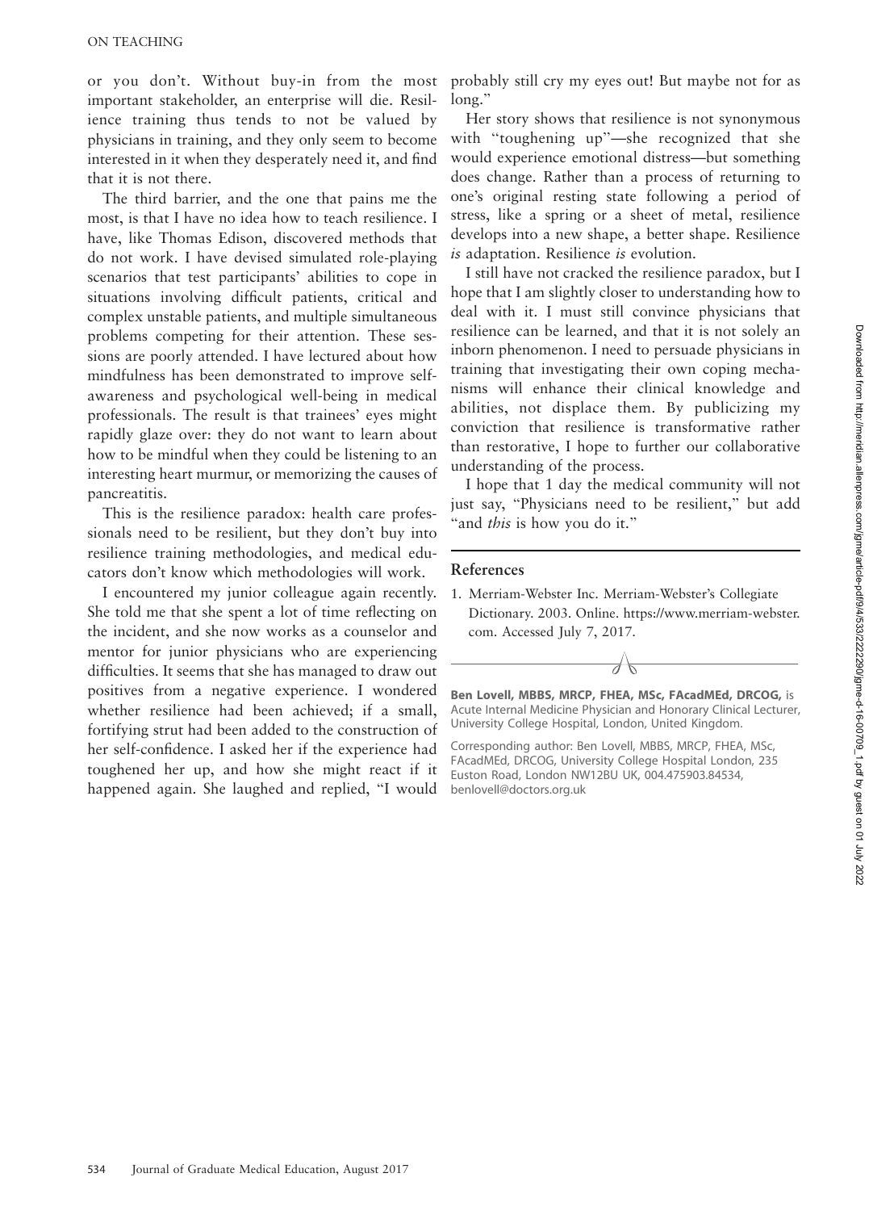or you don't. Without buy-in from the most important stakeholder, an enterprise will die. Resilience training thus tends to not be valued by physicians in training, and they only seem to become interested in it when they desperately need it, and find that it is not there.

The third barrier, and the one that pains me the most, is that I have no idea how to teach resilience. I have, like Thomas Edison, discovered methods that do not work. I have devised simulated role-playing scenarios that test participants' abilities to cope in situations involving difficult patients, critical and complex unstable patients, and multiple simultaneous problems competing for their attention. These sessions are poorly attended. I have lectured about how mindfulness has been demonstrated to improve self-awareness and psychological well-being in medical professionals. The result is that trainees' eyes might rapidly glaze over: they do not want to learn about how to be mindful when they could be listening to an interesting heart murmur, or memorizing the causes of pancreatitis.

This is the resilience paradox: health care professionals need to be resilient, but they don't buy into resilience training methodologies, and medical educators don't know which methodologies will work.

I encountered my junior colleague again recently. She told me that she spent a lot of time reflecting on the incident, and she now works as a counselor and mentor for junior physicians who are experiencing difficulties. It seems that she has managed to draw out positives from a negative experience. I wondered whether resilience had been achieved; if a small, fortifying strut had been added to the construction of her self-confidence. I asked her if the experience had toughened her up, and how she might react if it happened again. She laughed and replied, "I would probably still cry my eyes out! But maybe not for as long."

Her story shows that resilience is not synonymous with "toughening up"—she recognized that she would experience emotional distress—but something does change. Rather than a process of returning to one's original resting state following a period of stress, like a spring or a sheet of metal, resilience develops into a new shape, a better shape. Resilience *is* adaptation. Resilience *is* evolution.

I still have not cracked the resilience paradox, but I hope that I am slightly closer to understanding how to deal with it. I must still convince physicians that resilience can be learned, and that it is not solely an inborn phenomenon. I need to persuade physicians in training that investigating their own coping mechanisms will enhance their clinical knowledge and abilities, not displace them. By publicizing my conviction that resilience is transformative rather than restorative, I hope to further our collaborative understanding of the process.

I hope that 1 day the medical community will not just say, "Physicians need to be resilient," but add "and *this* is how you do it."

## References

1. Merriam-Webster Inc. Merriam-Webster's Collegiate Dictionary. 2003. Online. https://www.merriam-webster.com. Accessed July 7, 2017.

---

**Ben Lovell, MBBS, MRCP, FHEA, MSc, FAcadMEd, DRCOG,** is Acute Internal Medicine Physician and Honorary Clinical Lecturer, University College Hospital, London, United Kingdom.

Corresponding author: Ben Lovell, MBBS, MRCP, FHEA, MSc, FAcadMEd, DRCOG, University College Hospital London, 235 Euston Road, London NW12BU UK, 004.475903.84534, benlovell@doctors.org.uk